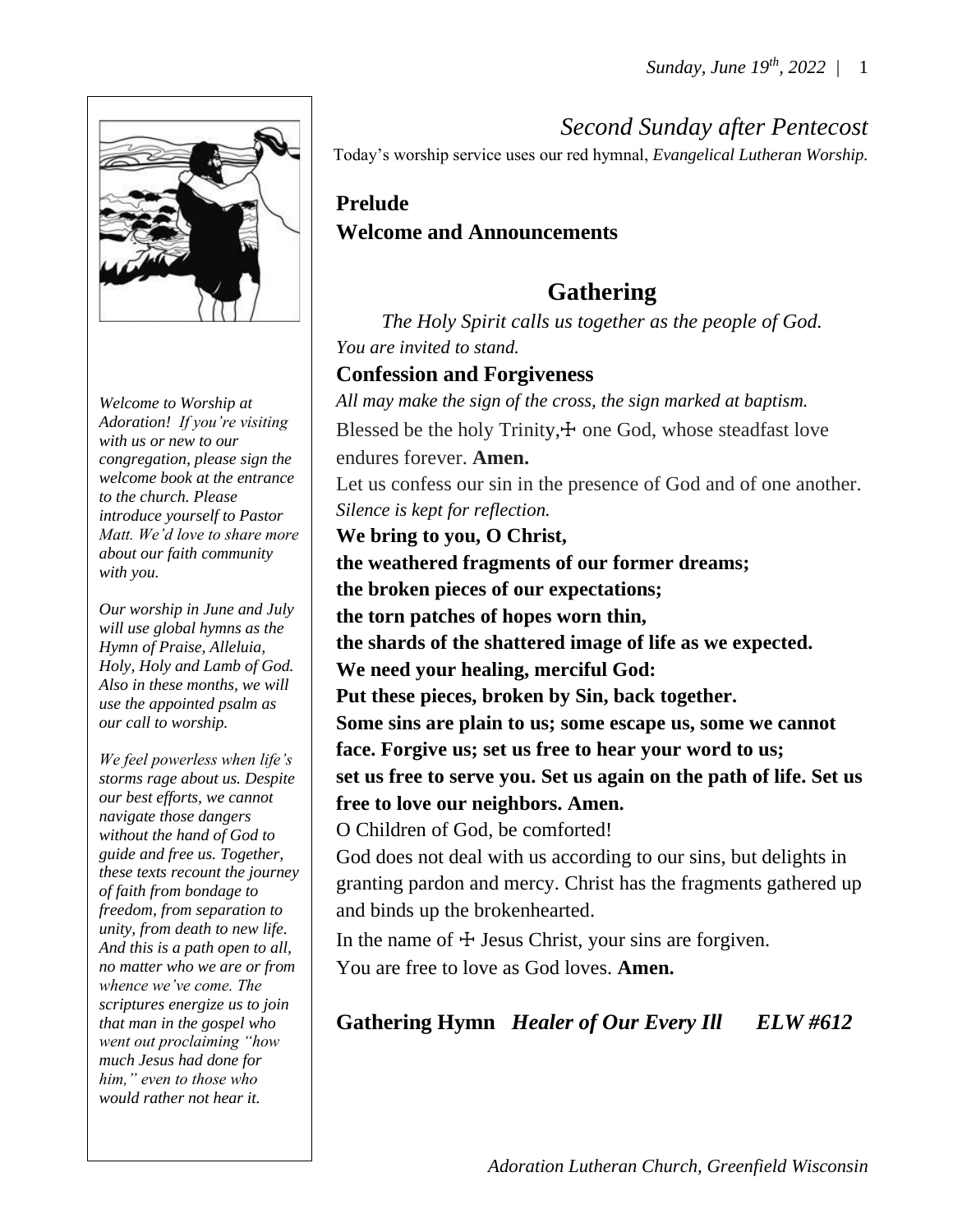# Second Sunday after Pentecost

Today's worship service uses our red hymnal, *Evangelical Lutheran Worship.*

**Prelude**

**Welcome and Announcements**

*Welcome to Worship at Adoration! If you're visiting with us or new to our congregation, please sign the welcome book at the entrance to the church. Please introduce yourself to Pastor Matt. We'd love to share more about our faith community with you.*

*Our worship in June and July will use global hymns as the Hymn of Praise, Alleluia, Holy, Holy and Lamb of God. Also in these months, we will use the appointed psalm as our call to worship.*

*We feel powerless when life's storms rage about us. Despite our best efforts, we cannot navigate those dangers without the hand of God to guide and free us. Together, these texts recount the journey of faith from bondage to freedom, from separation to unity, from death to new life. And this is a path open to all, no matter who we are or from whence we've come. The scriptures energize us to join that man in the gospel who went out proclaiming "how much Jesus had done for him," even to those who would rather not hear it.*

## Gathering

*The Holy Spirit calls us together as the people of God.*

*You are invited to stand.*

**Confession and Forgiveness**

*All may make the sign of the cross, the sign marked at baptism.*

Blessed be the holy Trinity, ☩ one God, whose steadfast love endures forever. **Amen.**

Let us confess our sin in the presence of God and of one another.

*Silence is kept for reflection.*

**We bring to you, O Christ,**
**the weathered fragments of our former dreams;**
**the broken pieces of our expectations;**
**the torn patches of hopes worn thin,**
**the shards of the shattered image of life as we expected.**
**We need your healing, merciful God:**
**Put these pieces, broken by Sin, back together.**
**Some sins are plain to us; some escape us, some we cannot face. Forgive us; set us free to hear your word to us;**
**set us free to serve you. Set us again on the path of life. Set us free to love our neighbors. Amen.**

O Children of God, be comforted!

God does not deal with us according to our sins, but delights in granting pardon and mercy. Christ has the fragments gathered up and binds up the brokenhearted.

In the name of ☩ Jesus Christ, your sins are forgiven.

You are free to love as God loves. **Amen.**

**Gathering Hymn** ***Healer of Our Every Ill ELW #612***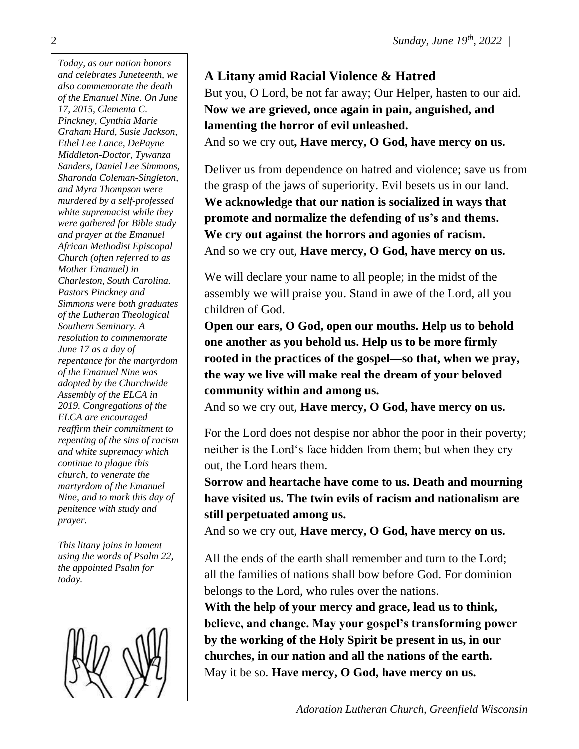*Today, as our nation honors and celebrates Juneteenth, we also commemorate the death of the Emanuel Nine. On June 17, 2015, Clementa C. Pinckney, Cynthia Marie Graham Hurd, Susie Jackson, Ethel Lee Lance, DePayne Middleton-Doctor, Tywanza Sanders, Daniel Lee Simmons, Sharonda Coleman-Singleton, and Myra Thompson were murdered by a self-professed white supremacist while they were gathered for Bible study and prayer at the Emanuel African Methodist Episcopal Church (often referred to as Mother Emanuel) in Charleston, South Carolina. Pastors Pinckney and Simmons were both graduates of the Lutheran Theological Southern Seminary. A resolution to commemorate June 17 as a day of repentance for the martyrdom of the Emanuel Nine was adopted by the Churchwide Assembly of the ELCA in 2019. Congregations of the ELCA are encouraged reaffirm their commitment to repenting of the sins of racism and white supremacy which continue to plague this church, to venerate the martyrdom of the Emanuel Nine, and to mark this day of penitence with study and prayer.*

*This litany joins in lament using the words of Psalm 22, the appointed Psalm for today.*

## A Litany amid Racial Violence & Hatred

But you, O Lord, be not far away; Our Helper, hasten to our aid.
**Now we are grieved, once again in pain, anguished, and lamenting the horror of evil unleashed.**
And so we cry out**, Have mercy, O God, have mercy on us.**

Deliver us from dependence on hatred and violence; save us from the grasp of the jaws of superiority. Evil besets us in our land.
**We acknowledge that our nation is socialized in ways that promote and normalize the defending of us's and thems. We cry out against the horrors and agonies of racism.**
And so we cry out, **Have mercy, O God, have mercy on us.**

We will declare your name to all people; in the midst of the assembly we will praise you. Stand in awe of the Lord, all you children of God.
**Open our ears, O God, open our mouths. Help us to behold one another as you behold us. Help us to be more firmly rooted in the practices of the gospel—so that, when we pray, the way we live will make real the dream of your beloved community within and among us.**
And so we cry out, **Have mercy, O God, have mercy on us.**

For the Lord does not despise nor abhor the poor in their poverty; neither is the Lord's face hidden from them; but when they cry out, the Lord hears them.
**Sorrow and heartache have come to us. Death and mourning have visited us. The twin evils of racism and nationalism are still perpetuated among us.**
And so we cry out, **Have mercy, O God, have mercy on us.**

All the ends of the earth shall remember and turn to the Lord; all the families of nations shall bow before God. For dominion belongs to the Lord, who rules over the nations.
**With the help of your mercy and grace, lead us to think, believe, and change. May your gospel's transforming power by the working of the Holy Spirit be present in us, in our churches, in our nation and all the nations of the earth.**
May it be so. **Have mercy, O God, have mercy on us.**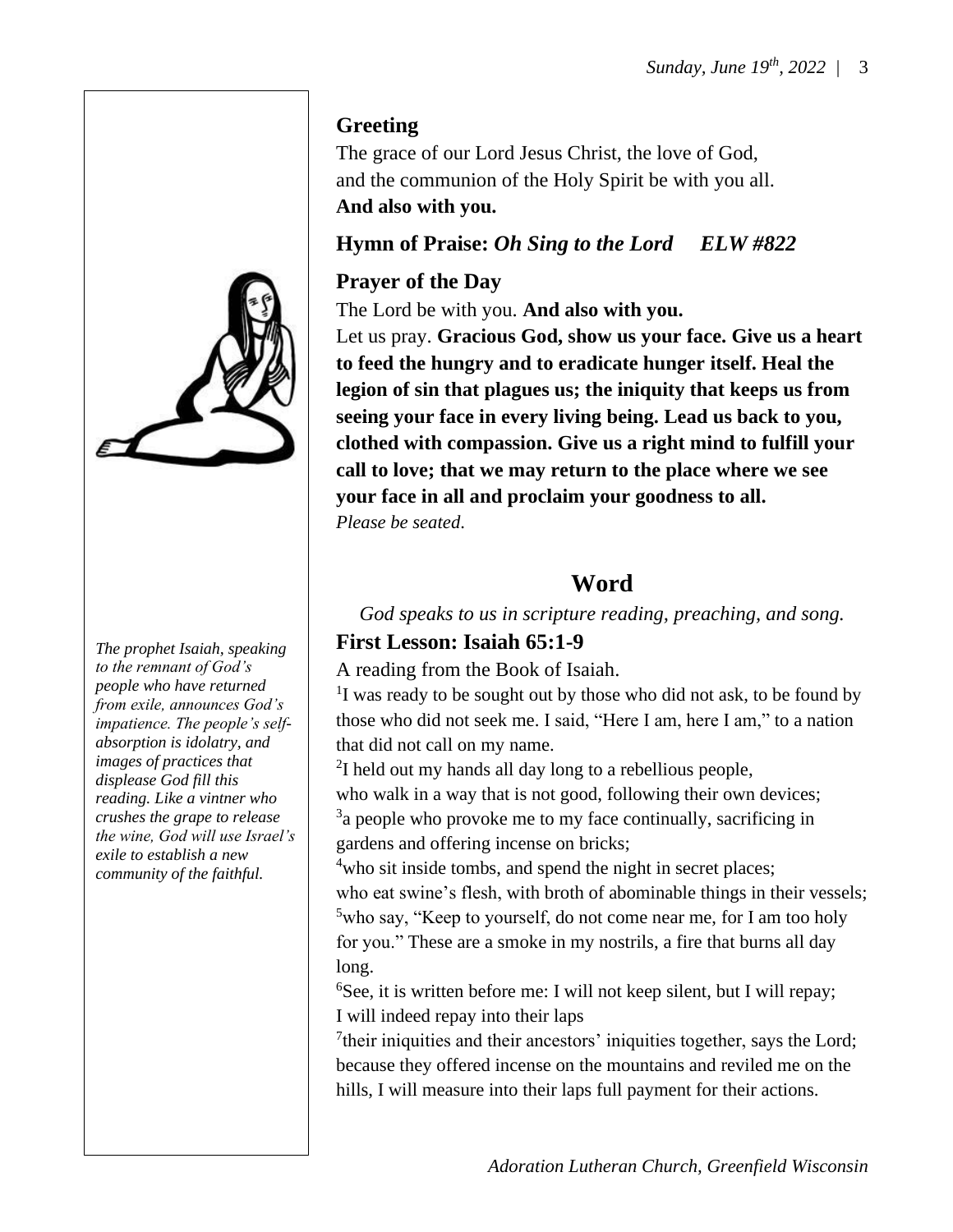## Greeting

The grace of our Lord Jesus Christ, the love of God,
and the communion of the Holy Spirit be with you all.
**And also with you.**

## Hymn of Praise: *Oh Sing to the Lord ELW #822*

## Prayer of the Day

The Lord be with you. **And also with you.**
Let us pray. **Gracious God, show us your face. Give us a heart to feed the hungry and to eradicate hunger itself. Heal the legion of sin that plagues us; the iniquity that keeps us from seeing your face in every living being. Lead us back to you, clothed with compassion. Give us a right mind to fulfill your call to love; that we may return to the place where we see your face in all and proclaim your goodness to all.**
*Please be seated.*

# Word

*God speaks to us in scripture reading, preaching, and song.*

## First Lesson: Isaiah 65:1-9

*The prophet Isaiah, speaking to the remnant of God's people who have returned from exile, announces God's impatience. The people's self-absorption is idolatry, and images of practices that displease God fill this reading. Like a vintner who crushes the grape to release the wine, God will use Israel's exile to establish a new community of the faithful.*

A reading from the Book of Isaiah.
[1]I was ready to be sought out by those who did not ask, to be found by those who did not seek me. I said, "Here I am, here I am," to a nation that did not call on my name.
[2]I held out my hands all day long to a rebellious people,
who walk in a way that is not good, following their own devices;
[3]a people who provoke me to my face continually, sacrificing in gardens and offering incense on bricks;
[4]who sit inside tombs, and spend the night in secret places;
who eat swine's flesh, with broth of abominable things in their vessels;
[5]who say, "Keep to yourself, do not come near me, for I am too holy for you." These are a smoke in my nostrils, a fire that burns all day long.
[6]See, it is written before me: I will not keep silent, but I will repay;
I will indeed repay into their laps
[7]their iniquities and their ancestors' iniquities together, says the Lord; because they offered incense on the mountains and reviled me on the hills, I will measure into their laps full payment for their actions.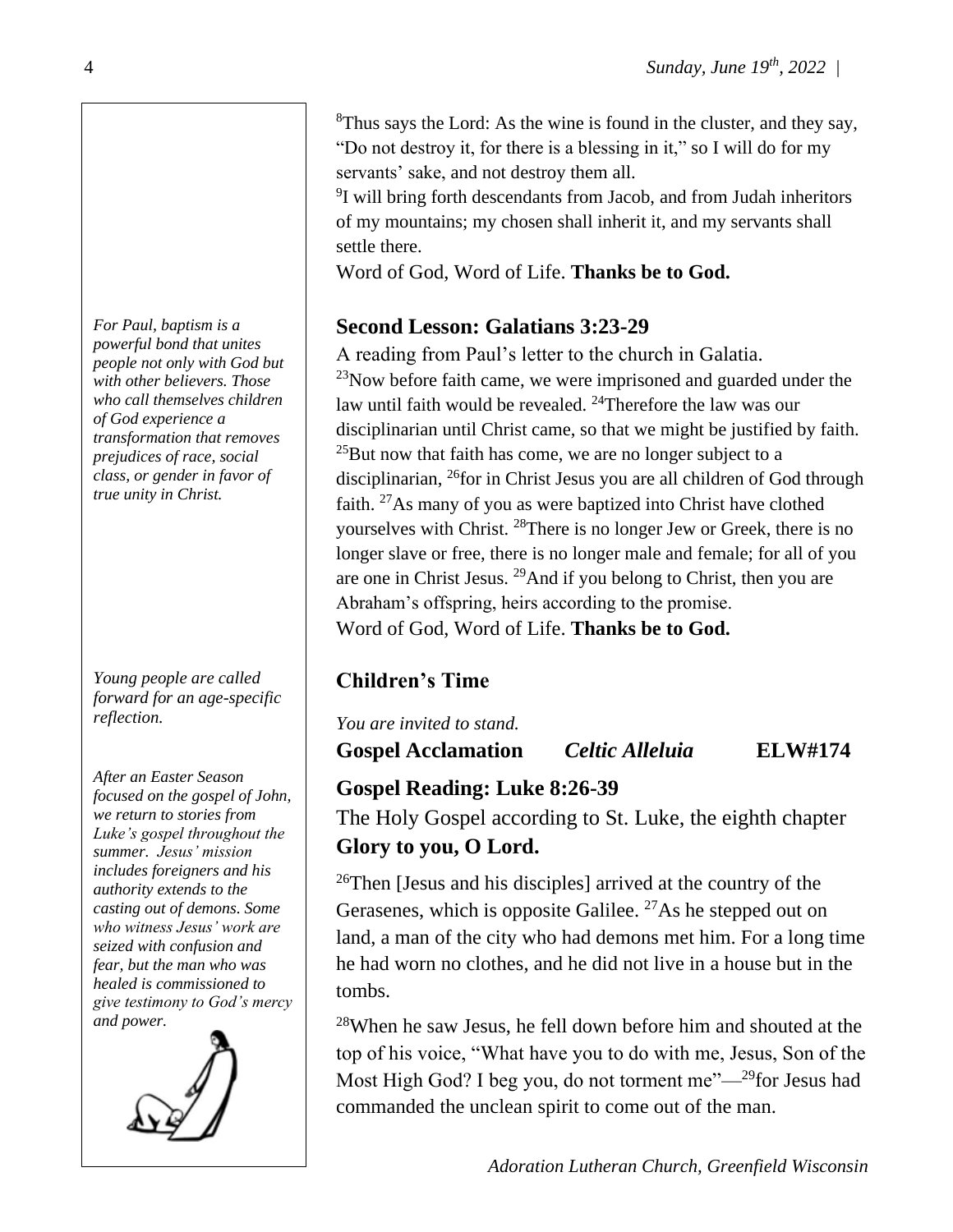[8]Thus says the Lord: As the wine is found in the cluster, and they say, "Do not destroy it, for there is a blessing in it," so I will do for my servants' sake, and not destroy them all.

[9]I will bring forth descendants from Jacob, and from Judah inheritors of my mountains; my chosen shall inherit it, and my servants shall settle there.

Word of God, Word of Life. **Thanks be to God.**

*For Paul, baptism is a powerful bond that unites people not only with God but with other believers. Those who call themselves children of God experience a transformation that removes prejudices of race, social class, or gender in favor of true unity in Christ.*

## Second Lesson: Galatians 3:23-29

A reading from Paul's letter to the church in Galatia.

[23]Now before faith came, we were imprisoned and guarded under the law until faith would be revealed. [24]Therefore the law was our disciplinarian until Christ came, so that we might be justified by faith. [25]But now that faith has come, we are no longer subject to a disciplinarian, [26]for in Christ Jesus you are all children of God through faith. [27]As many of you as were baptized into Christ have clothed yourselves with Christ. [28]There is no longer Jew or Greek, there is no longer slave or free, there is no longer male and female; for all of you are one in Christ Jesus. [29]And if you belong to Christ, then you are Abraham's offspring, heirs according to the promise.

Word of God, Word of Life. **Thanks be to God.**

## Children's Time

*Young people are called forward for an age-specific reflection.*

*You are invited to stand.*

**Gospel Acclamation** ***Celtic Alleluia*** **ELW#174**

*After an Easter Season focused on the gospel of John, we return to stories from Luke's gospel throughout the summer. Jesus' mission includes foreigners and his authority extends to the casting out of demons. Some who witness Jesus' work are seized with confusion and fear, but the man who was healed is commissioned to give testimony to God's mercy and power.*

## Gospel Reading: Luke 8:26-39

The Holy Gospel according to St. Luke, the eighth chapter

**Glory to you, O Lord.**

[26]Then [Jesus and his disciples] arrived at the country of the Gerasenes, which is opposite Galilee. [27]As he stepped out on land, a man of the city who had demons met him. For a long time he had worn no clothes, and he did not live in a house but in the tombs.

[28]When he saw Jesus, he fell down before him and shouted at the top of his voice, "What have you to do with me, Jesus, Son of the Most High God? I beg you, do not torment me"—[29]for Jesus had commanded the unclean spirit to come out of the man.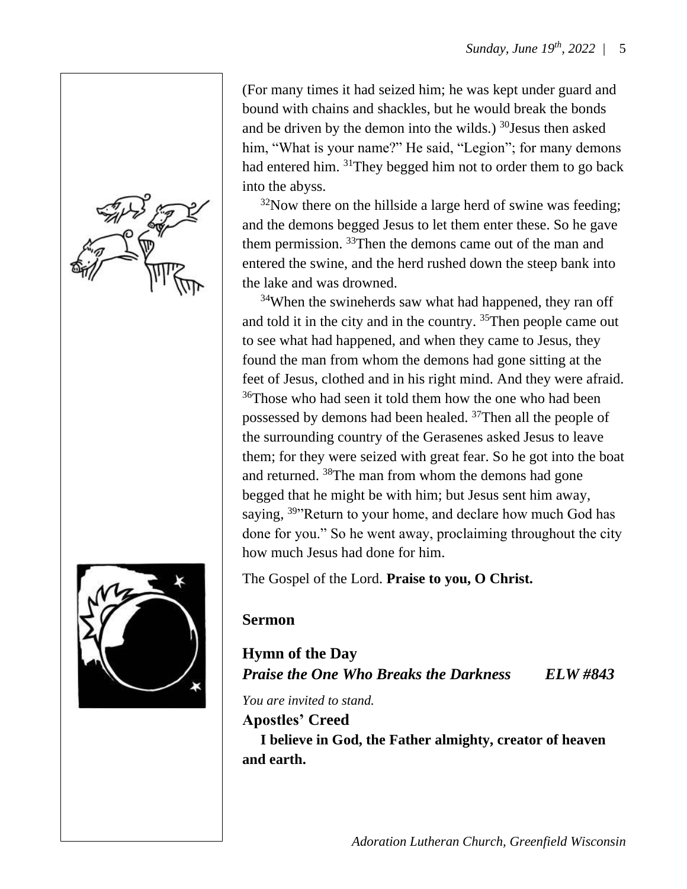(For many times it had seized him; he was kept under guard and bound with chains and shackles, but he would break the bonds and be driven by the demon into the wilds.) [30]Jesus then asked him, "What is your name?" He said, "Legion"; for many demons had entered him. [31]They begged him not to order them to go back into the abyss.

[32]Now there on the hillside a large herd of swine was feeding; and the demons begged Jesus to let them enter these. So he gave them permission. [33]Then the demons came out of the man and entered the swine, and the herd rushed down the steep bank into the lake and was drowned.

[34]When the swineherds saw what had happened, they ran off and told it in the city and in the country. [35]Then people came out to see what had happened, and when they came to Jesus, they found the man from whom the demons had gone sitting at the feet of Jesus, clothed and in his right mind. And they were afraid. [36]Those who had seen it told them how the one who had been possessed by demons had been healed. [37]Then all the people of the surrounding country of the Gerasenes asked Jesus to leave them; for they were seized with great fear. So he got into the boat and returned. [38]The man from whom the demons had gone begged that he might be with him; but Jesus sent him away, saying, [39]"Return to your home, and declare how much God has done for you." So he went away, proclaiming throughout the city how much Jesus had done for him.

The Gospel of the Lord. **Praise to you, O Christ.**

### Sermon

### Hymn of the Day

***Praise the One Who Breaks the Darkness*** ***ELW #843***

*You are invited to stand.*

### Apostles' Creed

**I believe in God, the Father almighty, creator of heaven and earth.**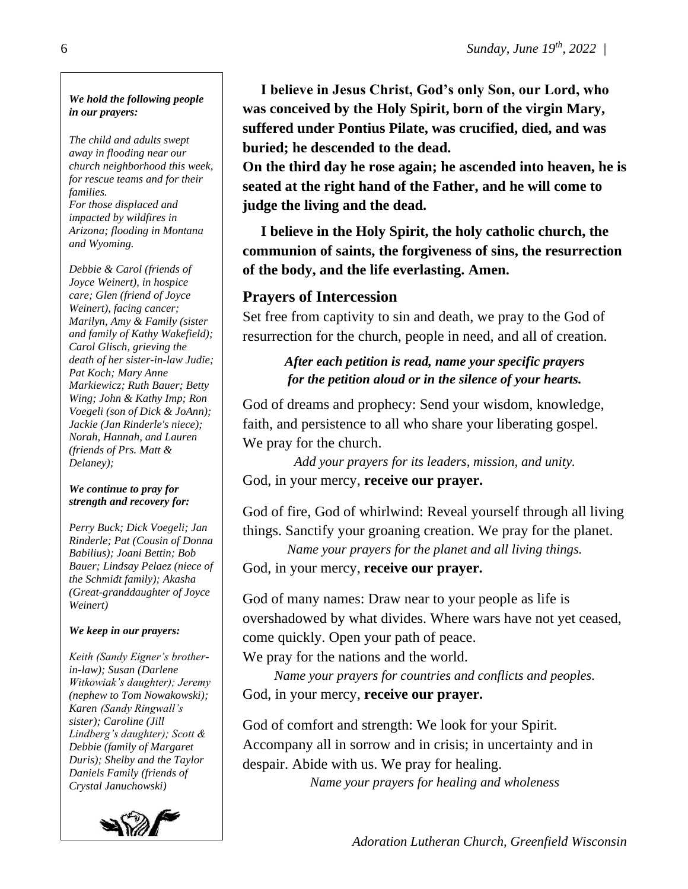*We hold the following people in our prayers:*

*The child and adults swept away in flooding near our church neighborhood this week, for rescue teams and for their families.*
*For those displaced and impacted by wildfires in Arizona; flooding in Montana and Wyoming.*

*Debbie & Carol (friends of Joyce Weinert), in hospice care; Glen (friend of Joyce Weinert), facing cancer; Marilyn, Amy & Family (sister and family of Kathy Wakefield); Carol Glisch, grieving the death of her sister-in-law Judie; Pat Koch; Mary Anne Markiewicz; Ruth Bauer; Betty Wing; John & Kathy Imp; Ron Voegeli (son of Dick & JoAnn); Jackie (Jan Rinderle's niece); Norah, Hannah, and Lauren (friends of Prs. Matt & Delaney);*

***We continue to pray for strength and recovery for:***

*Perry Buck; Dick Voegeli; Jan Rinderle; Pat (Cousin of Donna Babilius); Joani Bettin; Bob Bauer; Lindsay Pelaez (niece of the Schmidt family); Akasha (Great-granddaughter of Joyce Weinert)*

***We keep in our prayers:***

*Keith (Sandy Eigner's brother-in-law); Susan (Darlene Witkowiak's daughter); Jeremy (nephew to Tom Nowakowski); Karen (Sandy Ringwall's sister); Caroline (Jill Lindberg's daughter); Scott & Debbie (family of Margaret Duris); Shelby and the Taylor Daniels Family (friends of Crystal Januchowski)*

**I believe in Jesus Christ, God's only Son, our Lord, who was conceived by the Holy Spirit, born of the virgin Mary, suffered under Pontius Pilate, was crucified, died, and was buried; he descended to the dead.**
**On the third day he rose again; he ascended into heaven, he is seated at the right hand of the Father, and he will come to judge the living and the dead.**

**I believe in the Holy Spirit, the holy catholic church, the communion of saints, the forgiveness of sins, the resurrection of the body, and the life everlasting. Amen.**

## Prayers of Intercession

Set free from captivity to sin and death, we pray to the God of resurrection for the church, people in need, and all of creation.

***After each petition is read, name your specific prayers for the petition aloud or in the silence of your hearts.***

God of dreams and prophecy: Send your wisdom, knowledge, faith, and persistence to all who share your liberating gospel. We pray for the church.

*Add your prayers for its leaders, mission, and unity.*

God, in your mercy, **receive our prayer.**

God of fire, God of whirlwind: Reveal yourself through all living things. Sanctify your groaning creation. We pray for the planet.

*Name your prayers for the planet and all living things.*

God, in your mercy, **receive our prayer.**

God of many names: Draw near to your people as life is overshadowed by what divides. Where wars have not yet ceased, come quickly. Open your path of peace.
We pray for the nations and the world.

*Name your prayers for countries and conflicts and peoples.*

God, in your mercy, **receive our prayer.**

God of comfort and strength: We look for your Spirit. Accompany all in sorrow and in crisis; in uncertainty and in despair. Abide with us. We pray for healing.

*Name your prayers for healing and wholeness*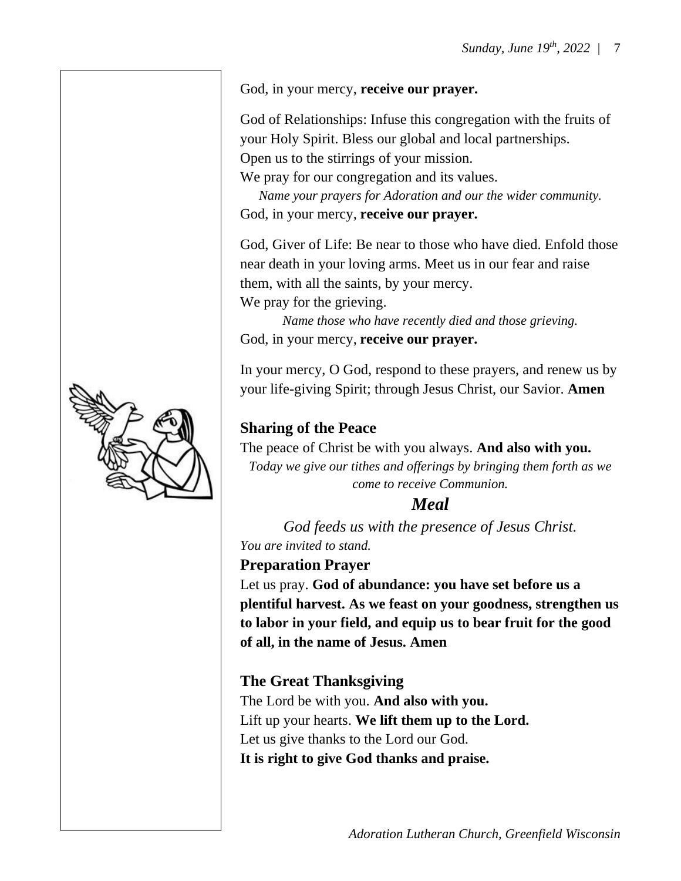God, in your mercy, **receive our prayer.**

God of Relationships: Infuse this congregation with the fruits of your Holy Spirit. Bless our global and local partnerships. Open us to the stirrings of your mission.
We pray for our congregation and its values.

*Name your prayers for Adoration and our the wider community.*

God, in your mercy, **receive our prayer.**

God, Giver of Life: Be near to those who have died. Enfold those near death in your loving arms. Meet us in our fear and raise them, with all the saints, by your mercy.
We pray for the grieving.

*Name those who have recently died and those grieving.*

God, in your mercy, **receive our prayer.**

In your mercy, O God, respond to these prayers, and renew us by your life-giving Spirit; through Jesus Christ, our Savior. **Amen**

### Sharing of the Peace

The peace of Christ be with you always. **And also with you.**

*Today we give our tithes and offerings by bringing them forth as we come to receive Communion.*

## *Meal*

*God feeds us with the presence of Jesus Christ.*

*You are invited to stand.*

### Preparation Prayer

Let us pray. **God of abundance: you have set before us a plentiful harvest. As we feast on your goodness, strengthen us to labor in your field, and equip us to bear fruit for the good of all, in the name of Jesus. Amen**

### The Great Thanksgiving

The Lord be with you. **And also with you.**
Lift up your hearts. **We lift them up to the Lord.**
Let us give thanks to the Lord our God.
**It is right to give God thanks and praise.**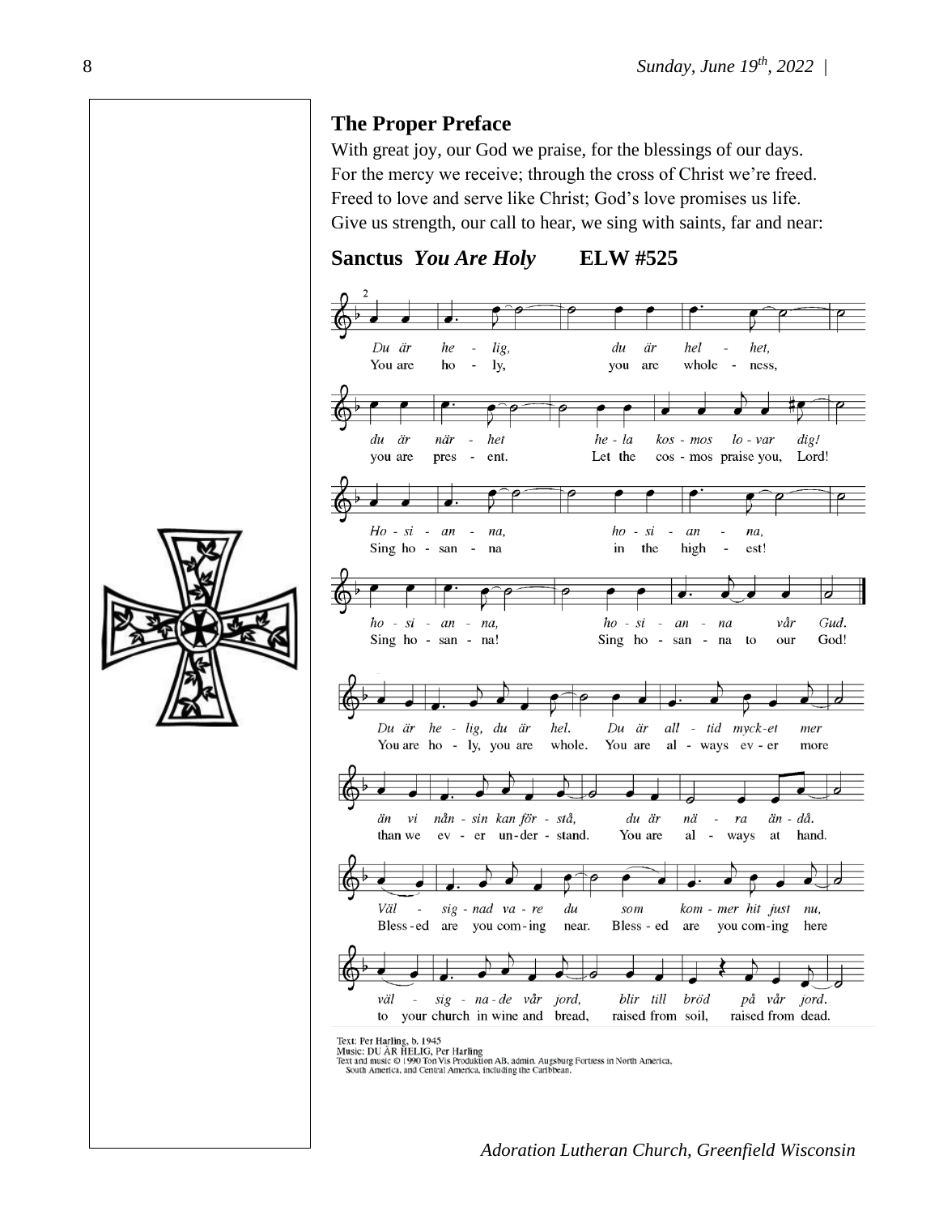## The Proper Preface

With great joy, our God we praise, for the blessings of our days.
For the mercy we receive; through the cross of Christ we're freed.
Freed to love and serve like Christ; God's love promises us life.
Give us strength, our call to hear, we sing with saints, far and near:

## Sanctus *You Are Holy* ELW #525

*Du är helig, du är helhet,*
You are holy, you are wholeness,
*du är närhet hela kosmos lovar dig!*
you are present. Let the cosmos praise you, Lord!
*Hosianna, hosianna,*
Sing hosanna in the highest!
*hosianna, hosianna vår Gud.*
Sing hosanna! Sing hosanna to our God!

*Du är helig, du är hel. Du är alltid mycket mer*
You are holy, you are whole. You are always ever more
*än vi nånsin kan förstå, du är nära ändå.*
than we ever understand. You are always at hand.
*Välsignad vare du som kommer hit just nu,*
Blessed are you coming near. Blessed are you coming here
*välsignade vår jord, blir till bröd på vår jord.*
to your church in wine and bread, raised from soil, raised from dead.

Text: Per Harling, b. 1945
Music: DU ÄR HELIG, Per Harling
Text and music © 1990 Ton Vis Produktion AB, admin. Augsburg Fortress in North America, South America, and Central America, including the Caribbean.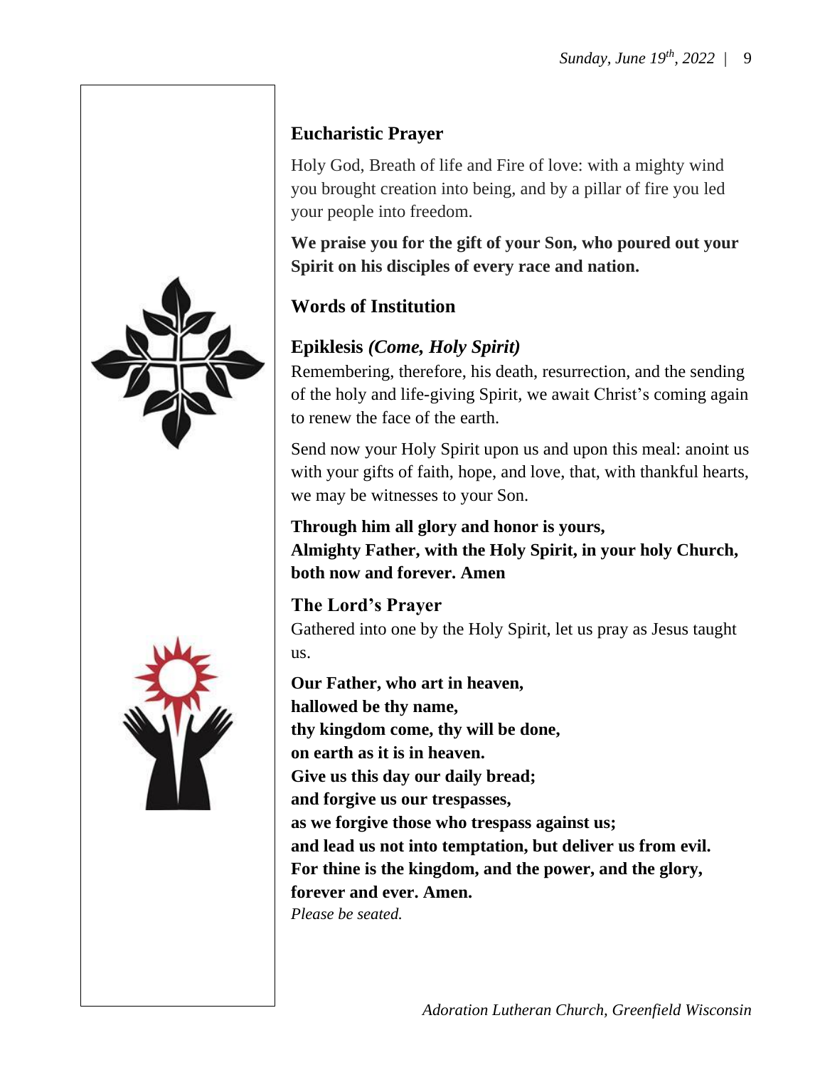## Eucharistic Prayer

Holy God, Breath of life and Fire of love: with a mighty wind you brought creation into being, and by a pillar of fire you led your people into freedom.

**We praise you for the gift of your Son, who poured out your Spirit on his disciples of every race and nation.**

## Words of Institution

## Epiklesis *(Come, Holy Spirit)*

Remembering, therefore, his death, resurrection, and the sending of the holy and life-giving Spirit, we await Christ's coming again to renew the face of the earth.

Send now your Holy Spirit upon us and upon this meal: anoint us with your gifts of faith, hope, and love, that, with thankful hearts, we may be witnesses to your Son.

**Through him all glory and honor is yours,**
**Almighty Father, with the Holy Spirit, in your holy Church,**
**both now and forever. Amen**

## The Lord's Prayer

Gathered into one by the Holy Spirit, let us pray as Jesus taught us.

**Our Father, who art in heaven,**
**hallowed be thy name,**
**thy kingdom come, thy will be done,**
**on earth as it is in heaven.**
**Give us this day our daily bread;**
**and forgive us our trespasses,**
**as we forgive those who trespass against us;**
**and lead us not into temptation, but deliver us from evil.**
**For thine is the kingdom, and the power, and the glory,**
**forever and ever. Amen.**

*Please be seated.*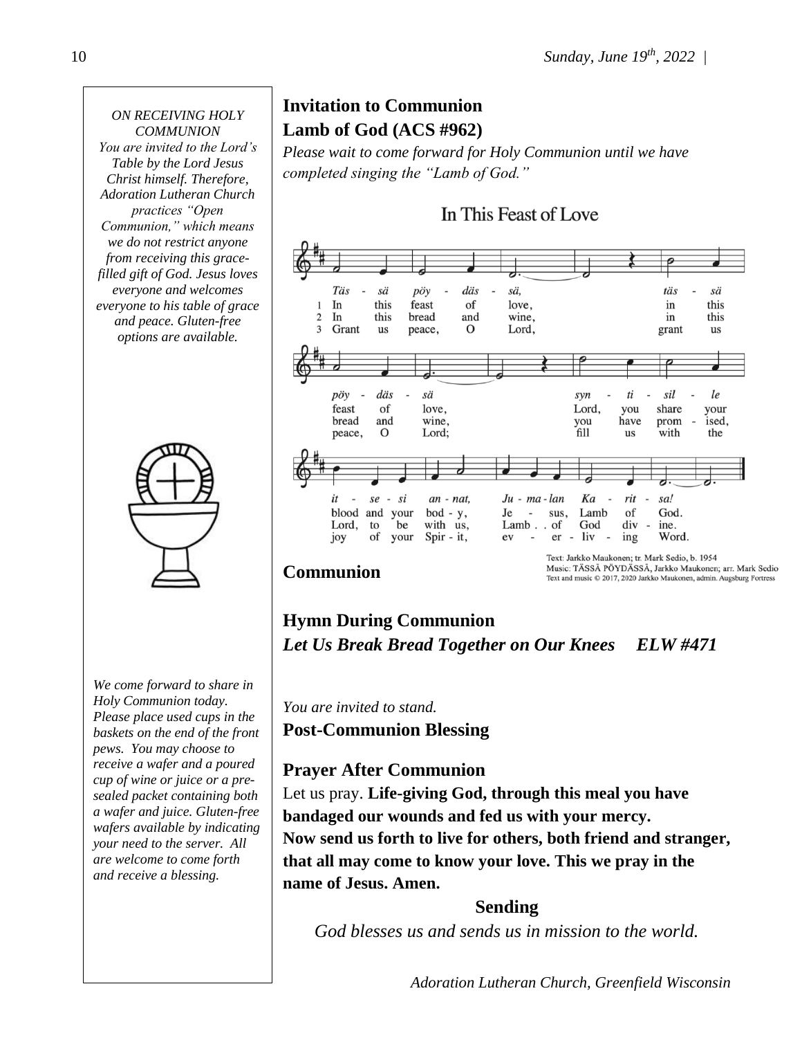*ON RECEIVING HOLY COMMUNION*
*You are invited to the Lord's Table by the Lord Jesus Christ himself. Therefore, Adoration Lutheran Church practices "Open Communion," which means we do not restrict anyone from receiving this grace-filled gift of God. Jesus loves everyone and welcomes everyone to his table of grace and peace. Gluten-free options are available.*

*We come forward to share in Holy Communion today. Please place used cups in the baskets on the end of the front pews. You may choose to receive a wafer and a poured cup of wine or juice or a pre-sealed packet containing both a wafer and juice. Gluten-free wafers available by indicating your need to the server. All are welcome to come forth and receive a blessing.*

**Invitation to Communion**

**Lamb of God (ACS #962)**

*Please wait to come forward for Holy Communion until we have completed singing the "Lamb of God."*

In This Feast of Love

*Täs - sä pöy - däs - sä, täs - sä pöy - däs - sä syn - ti - sil - le it - se - si an - nat, Ju - ma - lan Ka - rit - sa!*

1 In this feast of love, in this feast of love, Lord, you share your blood and your bod - y, Je - sus, Lamb of God.
2 In this bread and wine, in this bread and wine, you have prom - ised, Lord, to be with us, Lamb . . of God div - ine.
3 Grant us peace, O Lord, grant us peace, O Lord; fill us with the joy of your Spir - it, ev - er - liv - ing Word.

Text: Jarkko Maukonen; tr. Mark Sedio, b. 1954
Music: TÄSSÄ PÖYDÄSSÄ, Jarkko Maukonen; arr. Mark Sedio
Text and music © 2017, 2020 Jarkko Maukonen, admin. Augsburg Fortress

**Communion**

**Hymn During Communion**
***Let Us Break Bread Together on Our Knees ELW #471***

*You are invited to stand.*

**Post-Communion Blessing**

**Prayer After Communion**

Let us pray. **Life-giving God, through this meal you have bandaged our wounds and fed us with your mercy. Now send us forth to live for others, both friend and stranger, that all may come to know your love. This we pray in the name of Jesus. Amen.**

**Sending**

*God blesses us and sends us in mission to the world.*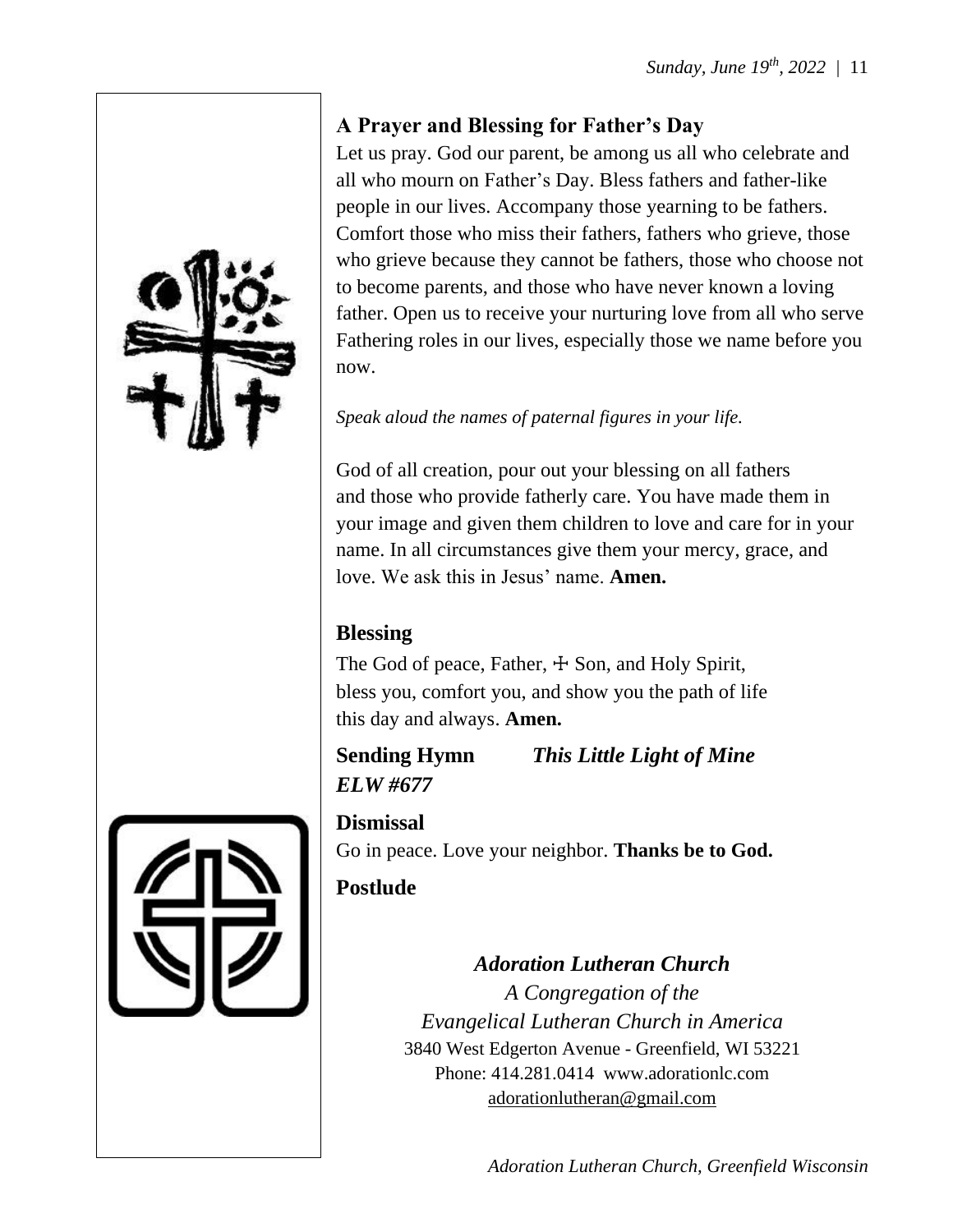## A Prayer and Blessing for Father's Day

Let us pray. God our parent, be among us all who celebrate and all who mourn on Father's Day. Bless fathers and father-like people in our lives. Accompany those yearning to be fathers. Comfort those who miss their fathers, fathers who grieve, those who grieve because they cannot be fathers, those who choose not to become parents, and those who have never known a loving father. Open us to receive your nurturing love from all who serve Fathering roles in our lives, especially those we name before you now.

*Speak aloud the names of paternal figures in your life.*

God of all creation, pour out your blessing on all fathers and those who provide fatherly care. You have made them in your image and given them children to love and care for in your name. In all circumstances give them your mercy, grace, and love. We ask this in Jesus' name. **Amen.**

## Blessing

The God of peace, Father, ☩ Son, and Holy Spirit,
bless you, comfort you, and show you the path of life
this day and always. **Amen.**

## Sending Hymn *This Little Light of Mine* *ELW #677*

## Dismissal

Go in peace. Love your neighbor. **Thanks be to God.**

## Postlude

***Adoration Lutheran Church***

*A Congregation of the*
*Evangelical Lutheran Church in America*
3840 West Edgerton Avenue - Greenfield, WI 53221
Phone: 414.281.0414 www.adorationlc.com
adorationlutheran@gmail.com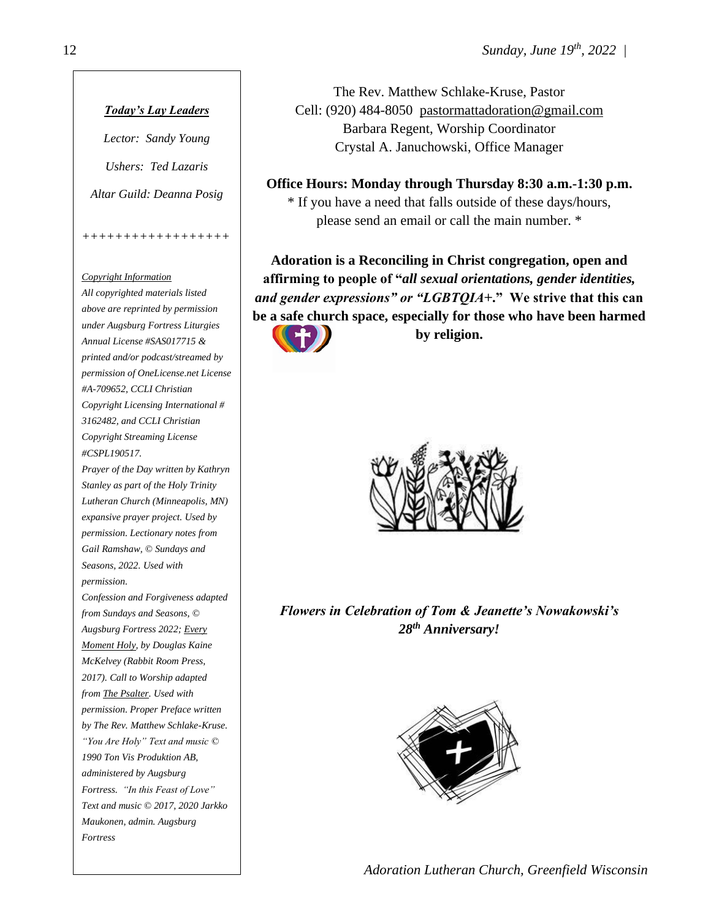***Today's Lay Leaders***

*Lector: Sandy Young*

*Ushers: Ted Lazaris*

*Altar Guild: Deanna Posig*

+++++++++++++++++

*Copyright Information*

*All copyrighted materials listed above are reprinted by permission under Augsburg Fortress Liturgies Annual License #SAS017715 & printed and/or podcast/streamed by permission of OneLicense.net License #A-709652, CCLI Christian Copyright Licensing International # 3162482, and CCLI Christian Copyright Streaming License #CSPL190517.*

*Prayer of the Day written by Kathryn Stanley as part of the Holy Trinity Lutheran Church (Minneapolis, MN) expansive prayer project. Used by permission. Lectionary notes from Gail Ramshaw, © Sundays and Seasons, 2022. Used with permission.*

*Confession and Forgiveness adapted from Sundays and Seasons, © Augsburg Fortress 2022; Every Moment Holy, by Douglas Kaine McKelvey (Rabbit Room Press, 2017). Call to Worship adapted from The Psalter. Used with permission. Proper Preface written by The Rev. Matthew Schlake-Kruse. "You Are Holy" Text and music © 1990 Ton Vis Produktion AB, administered by Augsburg Fortress. "In this Feast of Love" Text and music © 2017, 2020 Jarkko Maukonen, admin. Augsburg Fortress*

The Rev. Matthew Schlake-Kruse, Pastor
Cell: (920) 484-8050 pastormattadoration@gmail.com
Barbara Regent, Worship Coordinator
Crystal A. Januchowski, Office Manager

**Office Hours: Monday through Thursday 8:30 a.m.-1:30 p.m.**
\* If you have a need that falls outside of these days/hours, please send an email or call the main number. *

**Adoration is a Reconciling in Christ congregation, open and affirming to people of "*all sexual orientations, gender identities, and gender expressions" or "LGBTQIA+*." We strive that this can be a safe church space, especially for those who have been harmed by religion.**

***Flowers in Celebration of Tom & Jeanette's Nowakowski's 28th Anniversary!***

*Adoration Lutheran Church, Greenfield Wisconsin*